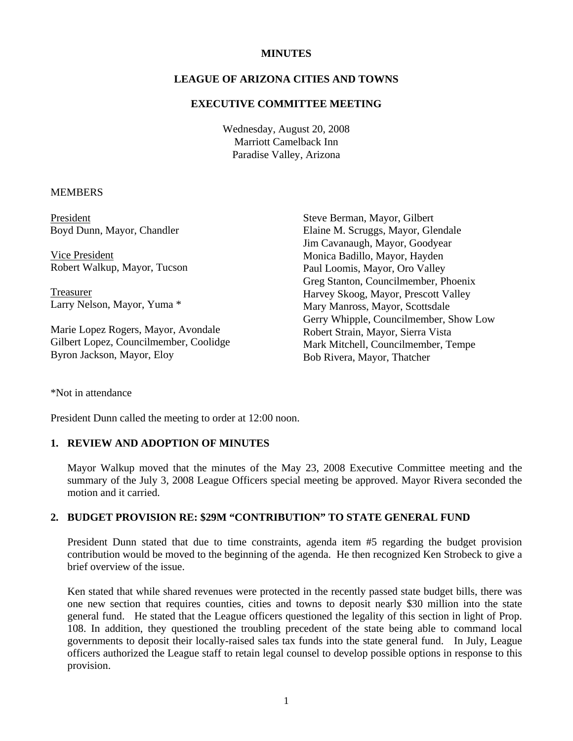# MINUTES

## LEAGUE OF ARIZONA CITIES AND TOWNS

## EXECUTIVE COMMITTEE MEETING

Wednesday, August 20, 2008
Marriott Camelback Inn
Paradise Valley, Arizona

MEMBERS

President
Boyd Dunn, Mayor, Chandler

Vice President
Robert Walkup, Mayor, Tucson

Treasurer
Larry Nelson, Mayor, Yuma *

Marie Lopez Rogers, Mayor, Avondale
Gilbert Lopez, Councilmember, Coolidge
Byron Jackson, Mayor, Eloy
Steve Berman, Mayor, Gilbert
Elaine M. Scruggs, Mayor, Glendale
Jim Cavanaugh, Mayor, Goodyear
Monica Badillo, Mayor, Hayden
Paul Loomis, Mayor, Oro Valley
Greg Stanton, Councilmember, Phoenix
Harvey Skoog, Mayor, Prescott Valley
Mary Manross, Mayor, Scottsdale
Gerry Whipple, Councilmember, Show Low
Robert Strain, Mayor, Sierra Vista
Mark Mitchell, Councilmember, Tempe
Bob Rivera, Mayor, Thatcher

*Not in attendance

President Dunn called the meeting to order at 12:00 noon.

### 1. REVIEW AND ADOPTION OF MINUTES

Mayor Walkup moved that the minutes of the May 23, 2008 Executive Committee meeting and the summary of the July 3, 2008 League Officers special meeting be approved. Mayor Rivera seconded the motion and it carried.

### 2. BUDGET PROVISION RE: $29M "CONTRIBUTION" TO STATE GENERAL FUND

President Dunn stated that due to time constraints, agenda item #5 regarding the budget provision contribution would be moved to the beginning of the agenda. He then recognized Ken Strobeck to give a brief overview of the issue.

Ken stated that while shared revenues were protected in the recently passed state budget bills, there was one new section that requires counties, cities and towns to deposit nearly $30 million into the state general fund. He stated that the League officers questioned the legality of this section in light of Prop. 108. In addition, they questioned the troubling precedent of the state being able to command local governments to deposit their locally-raised sales tax funds into the state general fund. In July, League officers authorized the League staff to retain legal counsel to develop possible options in response to this provision.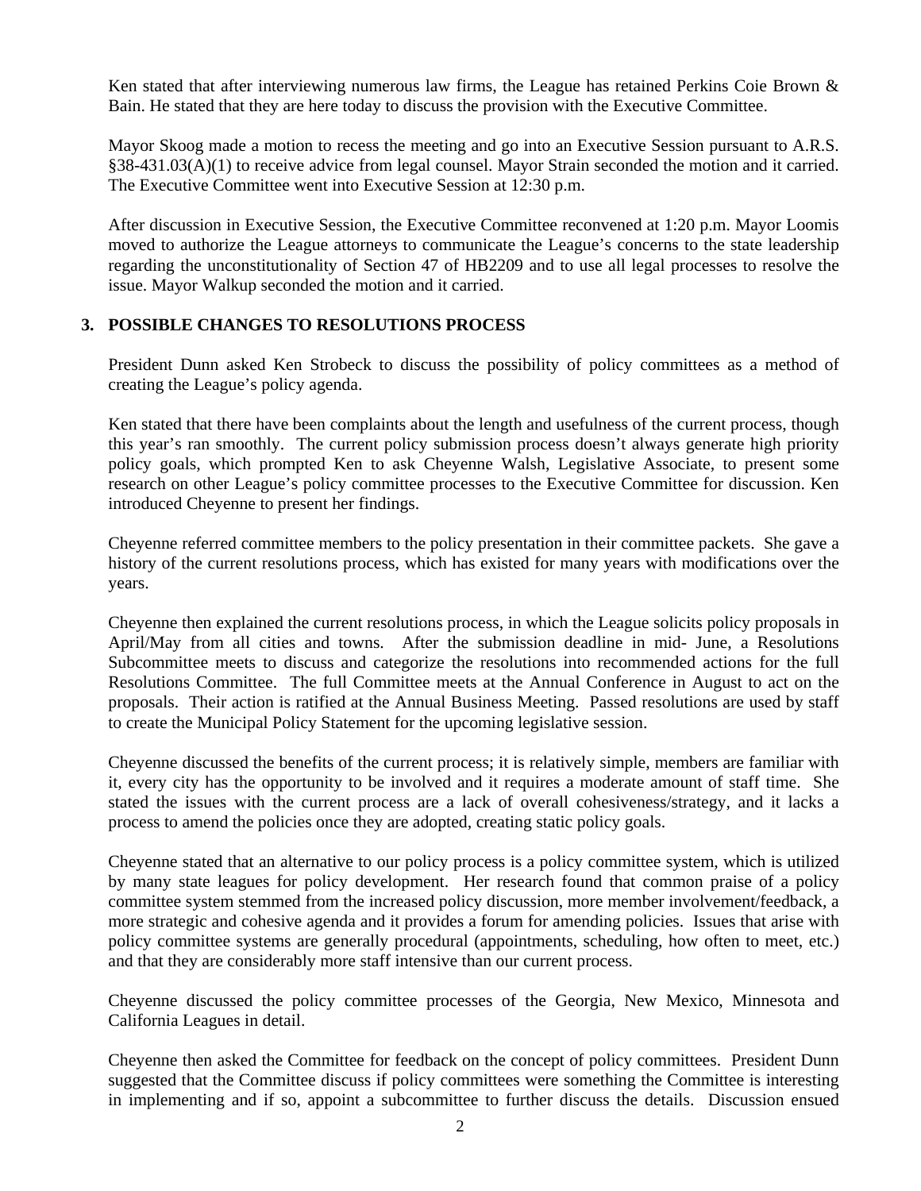Ken stated that after interviewing numerous law firms, the League has retained Perkins Coie Brown & Bain. He stated that they are here today to discuss the provision with the Executive Committee.

Mayor Skoog made a motion to recess the meeting and go into an Executive Session pursuant to A.R.S. §38-431.03(A)(1) to receive advice from legal counsel. Mayor Strain seconded the motion and it carried. The Executive Committee went into Executive Session at 12:30 p.m.

After discussion in Executive Session, the Executive Committee reconvened at 1:20 p.m. Mayor Loomis moved to authorize the League attorneys to communicate the League's concerns to the state leadership regarding the unconstitutionality of Section 47 of HB2209 and to use all legal processes to resolve the issue. Mayor Walkup seconded the motion and it carried.

## 3. POSSIBLE CHANGES TO RESOLUTIONS PROCESS

President Dunn asked Ken Strobeck to discuss the possibility of policy committees as a method of creating the League's policy agenda.

Ken stated that there have been complaints about the length and usefulness of the current process, though this year's ran smoothly. The current policy submission process doesn't always generate high priority policy goals, which prompted Ken to ask Cheyenne Walsh, Legislative Associate, to present some research on other League's policy committee processes to the Executive Committee for discussion. Ken introduced Cheyenne to present her findings.

Cheyenne referred committee members to the policy presentation in their committee packets. She gave a history of the current resolutions process, which has existed for many years with modifications over the years.

Cheyenne then explained the current resolutions process, in which the League solicits policy proposals in April/May from all cities and towns. After the submission deadline in mid- June, a Resolutions Subcommittee meets to discuss and categorize the resolutions into recommended actions for the full Resolutions Committee. The full Committee meets at the Annual Conference in August to act on the proposals. Their action is ratified at the Annual Business Meeting. Passed resolutions are used by staff to create the Municipal Policy Statement for the upcoming legislative session.

Cheyenne discussed the benefits of the current process; it is relatively simple, members are familiar with it, every city has the opportunity to be involved and it requires a moderate amount of staff time. She stated the issues with the current process are a lack of overall cohesiveness/strategy, and it lacks a process to amend the policies once they are adopted, creating static policy goals.

Cheyenne stated that an alternative to our policy process is a policy committee system, which is utilized by many state leagues for policy development. Her research found that common praise of a policy committee system stemmed from the increased policy discussion, more member involvement/feedback, a more strategic and cohesive agenda and it provides a forum for amending policies. Issues that arise with policy committee systems are generally procedural (appointments, scheduling, how often to meet, etc.) and that they are considerably more staff intensive than our current process.

Cheyenne discussed the policy committee processes of the Georgia, New Mexico, Minnesota and California Leagues in detail.

Cheyenne then asked the Committee for feedback on the concept of policy committees. President Dunn suggested that the Committee discuss if policy committees were something the Committee is interesting in implementing and if so, appoint a subcommittee to further discuss the details. Discussion ensued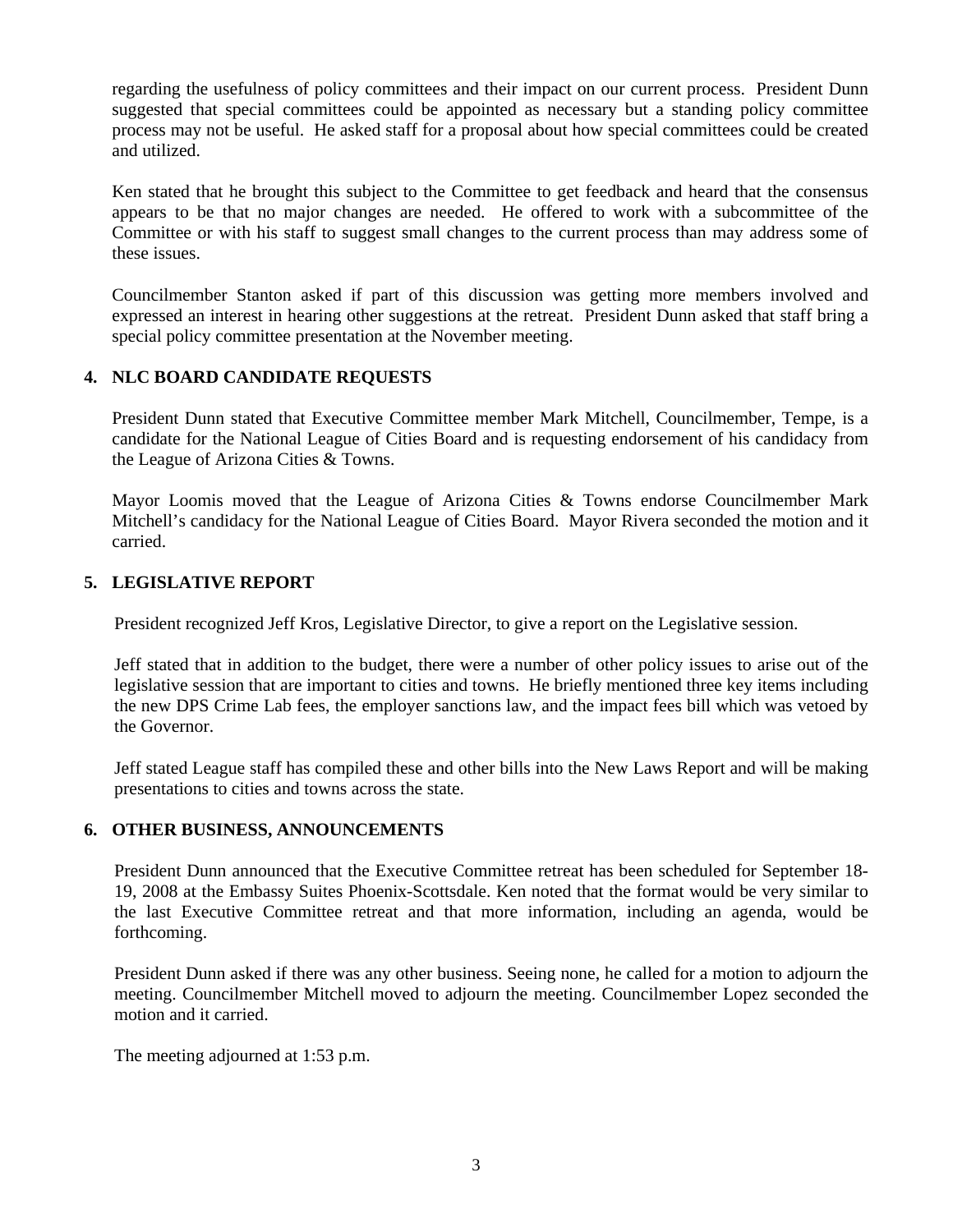regarding the usefulness of policy committees and their impact on our current process. President Dunn suggested that special committees could be appointed as necessary but a standing policy committee process may not be useful. He asked staff for a proposal about how special committees could be created and utilized.

Ken stated that he brought this subject to the Committee to get feedback and heard that the consensus appears to be that no major changes are needed. He offered to work with a subcommittee of the Committee or with his staff to suggest small changes to the current process than may address some of these issues.

Councilmember Stanton asked if part of this discussion was getting more members involved and expressed an interest in hearing other suggestions at the retreat. President Dunn asked that staff bring a special policy committee presentation at the November meeting.

## 4. NLC BOARD CANDIDATE REQUESTS

President Dunn stated that Executive Committee member Mark Mitchell, Councilmember, Tempe, is a candidate for the National League of Cities Board and is requesting endorsement of his candidacy from the League of Arizona Cities & Towns.

Mayor Loomis moved that the League of Arizona Cities & Towns endorse Councilmember Mark Mitchell's candidacy for the National League of Cities Board. Mayor Rivera seconded the motion and it carried.

## 5. LEGISLATIVE REPORT

President recognized Jeff Kros, Legislative Director, to give a report on the Legislative session.

Jeff stated that in addition to the budget, there were a number of other policy issues to arise out of the legislative session that are important to cities and towns. He briefly mentioned three key items including the new DPS Crime Lab fees, the employer sanctions law, and the impact fees bill which was vetoed by the Governor.

Jeff stated League staff has compiled these and other bills into the New Laws Report and will be making presentations to cities and towns across the state.

## 6. OTHER BUSINESS, ANNOUNCEMENTS

President Dunn announced that the Executive Committee retreat has been scheduled for September 18-19, 2008 at the Embassy Suites Phoenix-Scottsdale. Ken noted that the format would be very similar to the last Executive Committee retreat and that more information, including an agenda, would be forthcoming.

President Dunn asked if there was any other business. Seeing none, he called for a motion to adjourn the meeting. Councilmember Mitchell moved to adjourn the meeting. Councilmember Lopez seconded the motion and it carried.

The meeting adjourned at 1:53 p.m.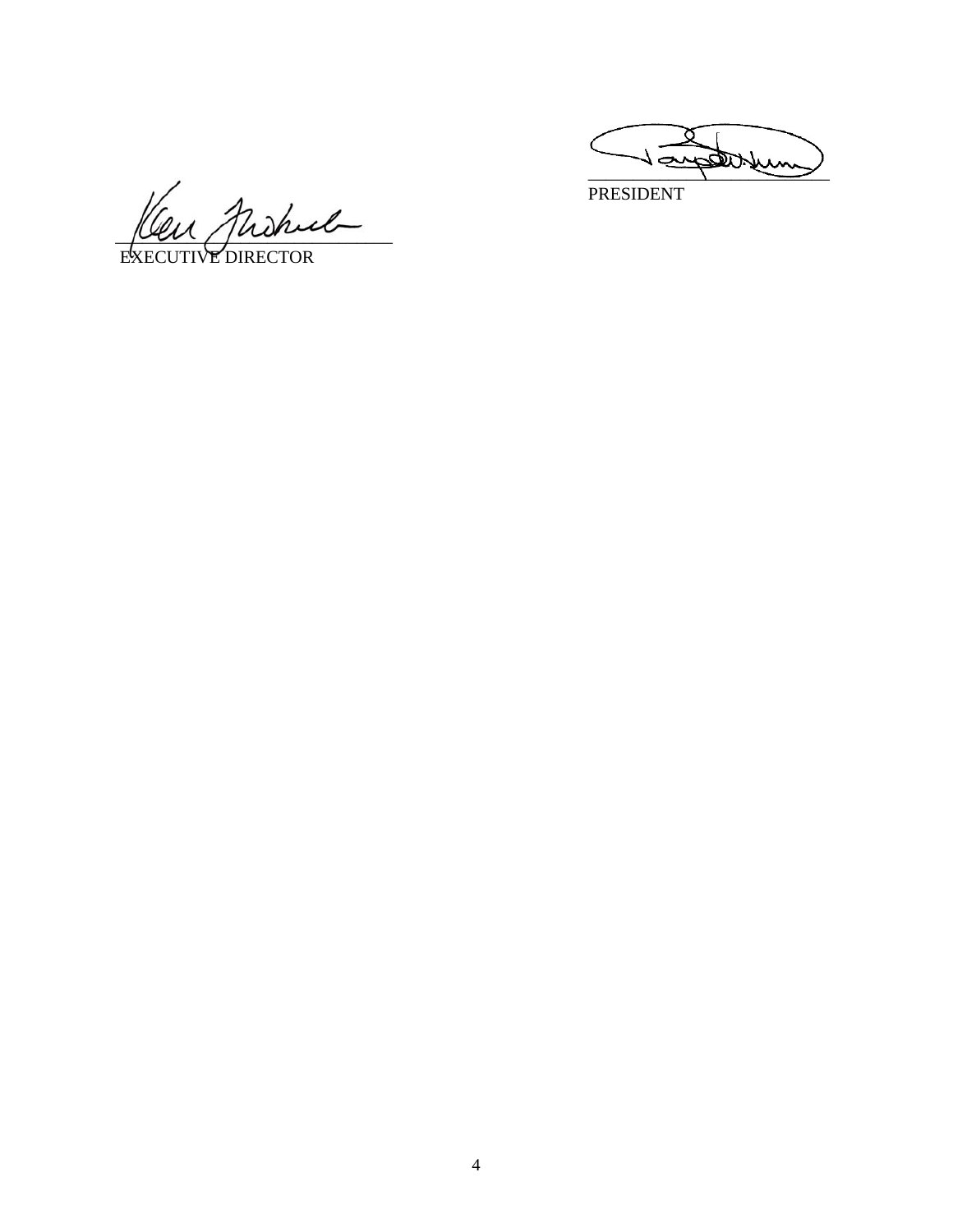PRESIDENT

EXECUTIVE DIRECTOR